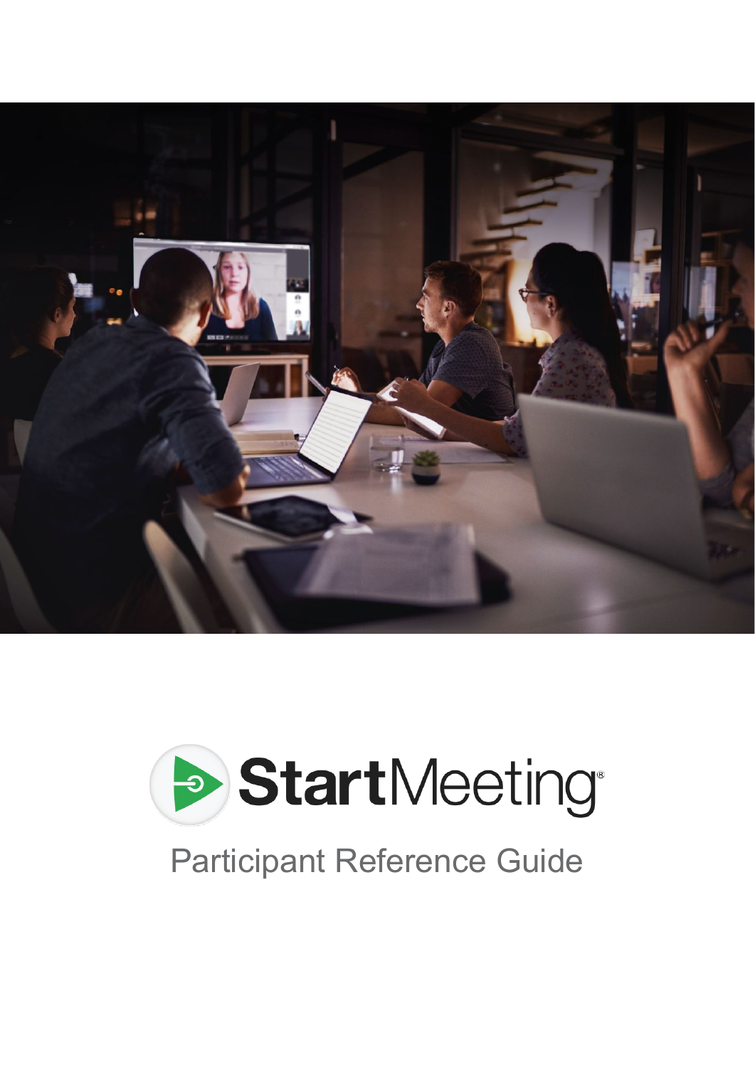# StartMeeting®

## Participant Reference Guide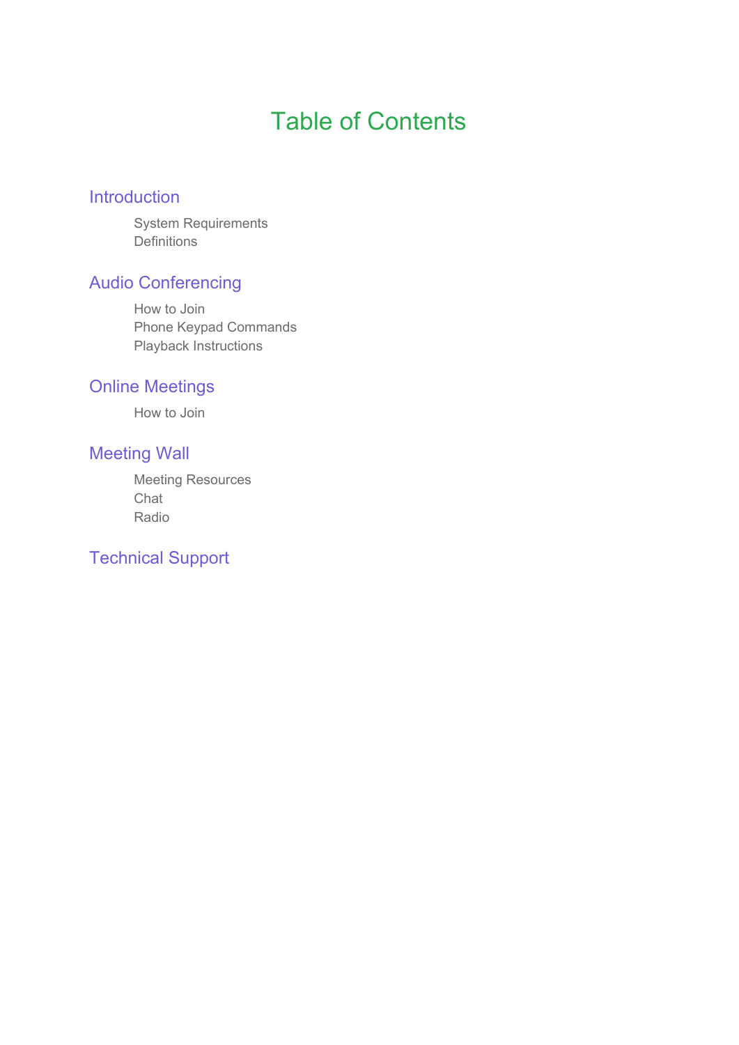# Table of Contents

## Introduction

- System Requirements
- Definitions

## Audio Conferencing

- How to Join
- Phone Keypad Commands
- Playback Instructions

## Online Meetings

- How to Join

## Meeting Wall

- Meeting Resources
- Chat
- Radio

## Technical Support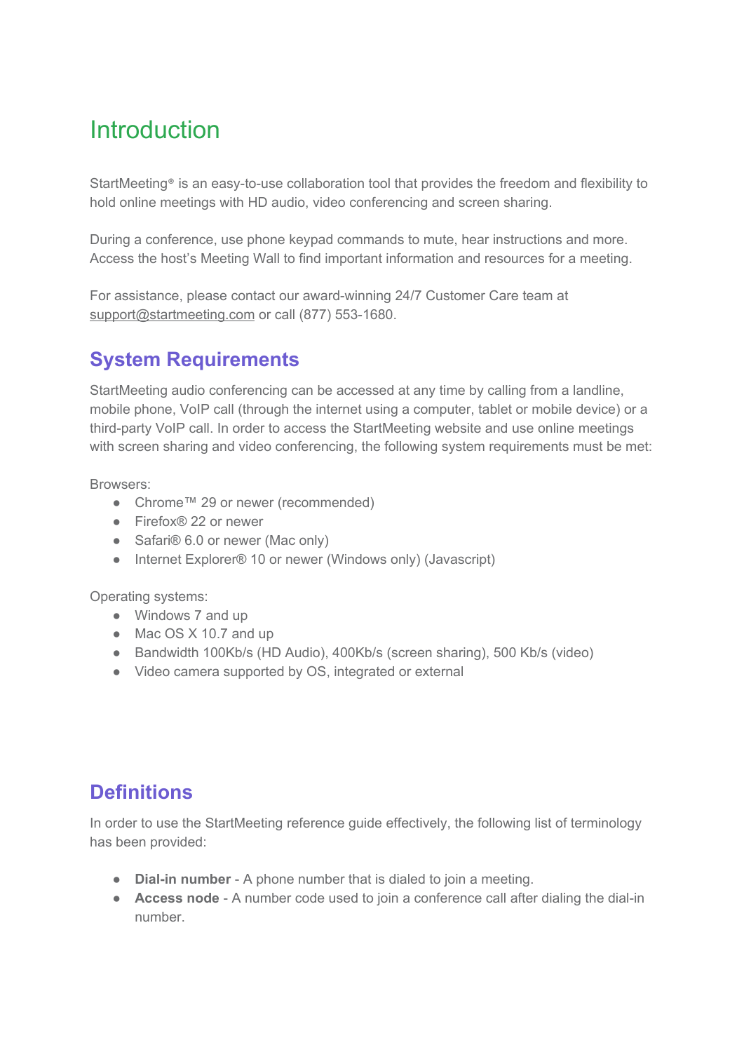# Introduction

StartMeeting® is an easy-to-use collaboration tool that provides the freedom and flexibility to hold online meetings with HD audio, video conferencing and screen sharing.

During a conference, use phone keypad commands to mute, hear instructions and more. Access the host's Meeting Wall to find important information and resources for a meeting.

For assistance, please contact our award-winning 24/7 Customer Care team at support@startmeeting.com or call (877) 553-1680.

## System Requirements

StartMeeting audio conferencing can be accessed at any time by calling from a landline, mobile phone, VoIP call (through the internet using a computer, tablet or mobile device) or a third-party VoIP call. In order to access the StartMeeting website and use online meetings with screen sharing and video conferencing, the following system requirements must be met:

Browsers:

- Chrome™ 29 or newer (recommended)
- Firefox® 22 or newer
- Safari® 6.0 or newer (Mac only)
- Internet Explorer® 10 or newer (Windows only) (Javascript)

Operating systems:

- Windows 7 and up
- Mac OS X 10.7 and up
- Bandwidth 100Kb/s (HD Audio), 400Kb/s (screen sharing), 500 Kb/s (video)
- Video camera supported by OS, integrated or external

## Definitions

In order to use the StartMeeting reference guide effectively, the following list of terminology has been provided:

- **Dial-in number** - A phone number that is dialed to join a meeting.
- **Access node** - A number code used to join a conference call after dialing the dial-in number.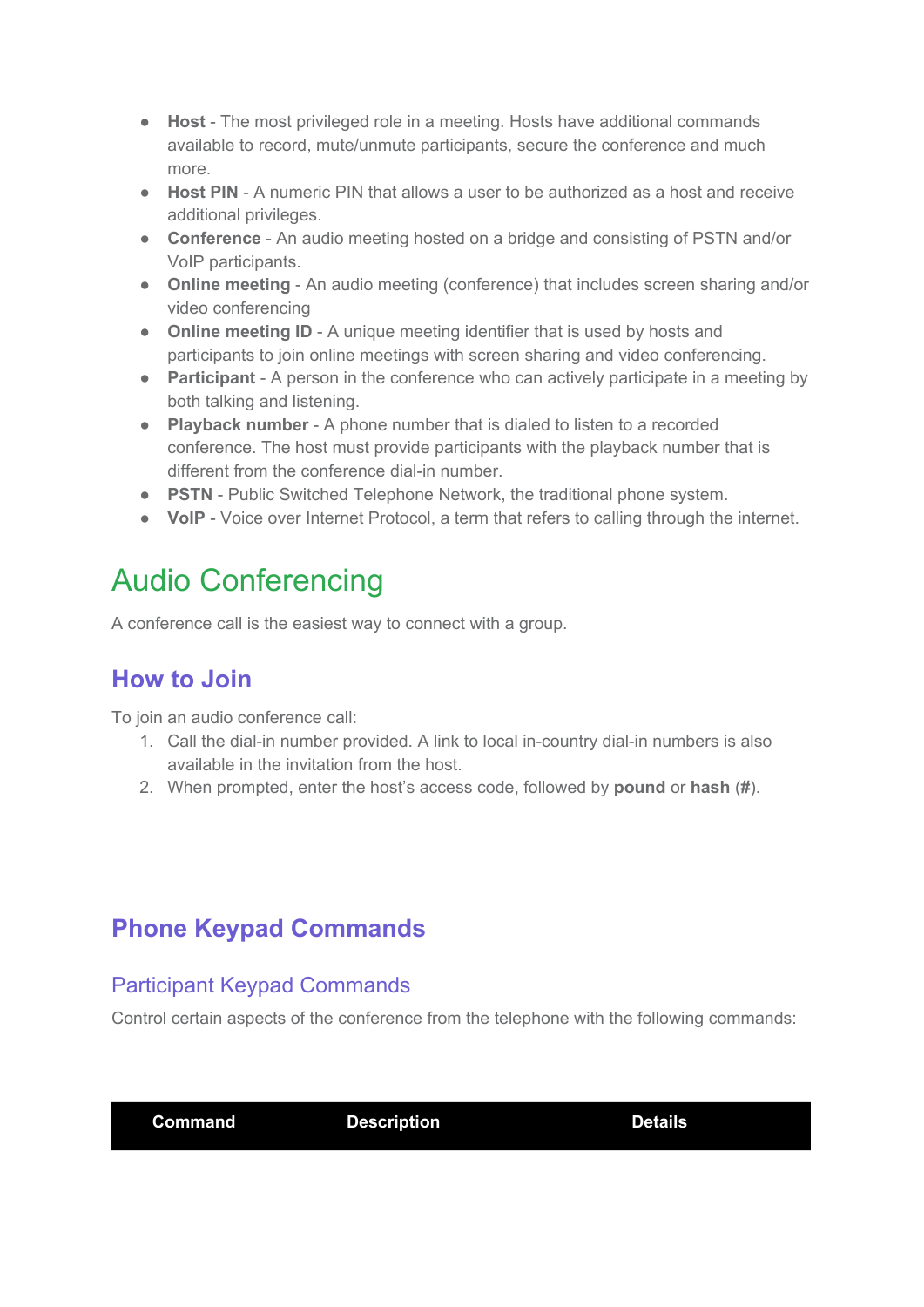- **Host** - The most privileged role in a meeting. Hosts have additional commands available to record, mute/unmute participants, secure the conference and much more.
- **Host PIN** - A numeric PIN that allows a user to be authorized as a host and receive additional privileges.
- **Conference** - An audio meeting hosted on a bridge and consisting of PSTN and/or VoIP participants.
- **Online meeting** - An audio meeting (conference) that includes screen sharing and/or video conferencing
- **Online meeting ID** - A unique meeting identifier that is used by hosts and participants to join online meetings with screen sharing and video conferencing.
- **Participant** - A person in the conference who can actively participate in a meeting by both talking and listening.
- **Playback number** - A phone number that is dialed to listen to a recorded conference. The host must provide participants with the playback number that is different from the conference dial-in number.
- **PSTN** - Public Switched Telephone Network, the traditional phone system.
- **VoIP** - Voice over Internet Protocol, a term that refers to calling through the internet.

# Audio Conferencing

A conference call is the easiest way to connect with a group.

## How to Join

To join an audio conference call:

1. Call the dial-in number provided. A link to local in-country dial-in numbers is also available in the invitation from the host.
2. When prompted, enter the host's access code, followed by **pound** or **hash** (**#**).

## Phone Keypad Commands

### Participant Keypad Commands

Control certain aspects of the conference from the telephone with the following commands:

| Command | Description | Details |
|---|---|---|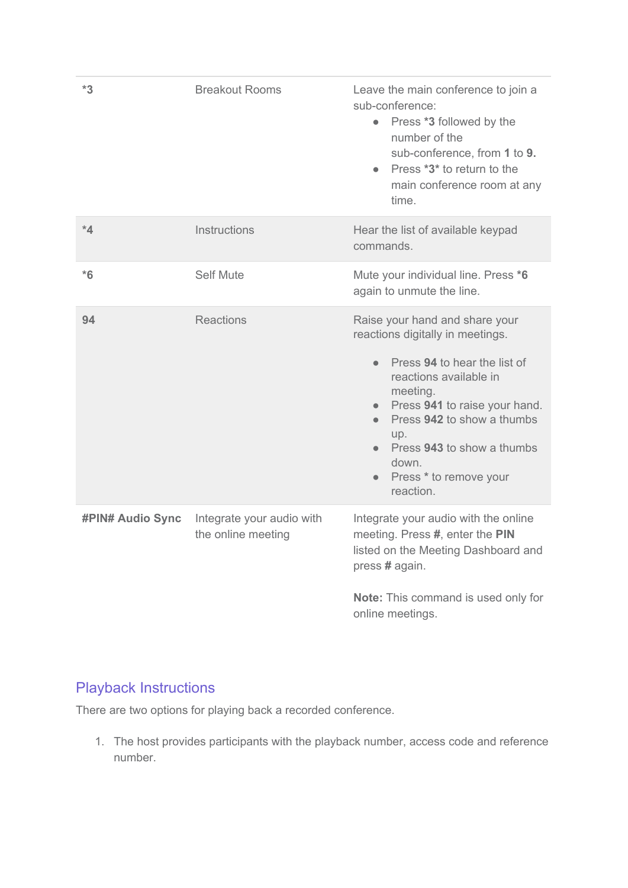| | | |
|---|---|---|
| **\*3** | Breakout Rooms | Leave the main conference to join a sub-conference:<br>• Press **\*3** followed by the number of the sub-conference, from **1** to **9.**<br>• Press **\*3\*** to return to the main conference room at any time. |
| **\*4** | Instructions | Hear the list of available keypad commands. |
| **\*6** | Self Mute | Mute your individual line. Press **\*6** again to unmute the line. |
| **94** | Reactions | Raise your hand and share your reactions digitally in meetings.<br>• Press **94** to hear the list of reactions available in meeting.<br>• Press **941** to raise your hand.<br>• Press **942** to show a thumbs up.<br>• Press **943** to show a thumbs down.<br>• Press \* to remove your reaction. |
| **#PIN# Audio Sync** | Integrate your audio with the online meeting | Integrate your audio with the online meeting. Press **#**, enter the **PIN** listed on the Meeting Dashboard and press **#** again.<br><br>**Note:** This command is used only for online meetings. |

## Playback Instructions

There are two options for playing back a recorded conference.

1. The host provides participants with the playback number, access code and reference number.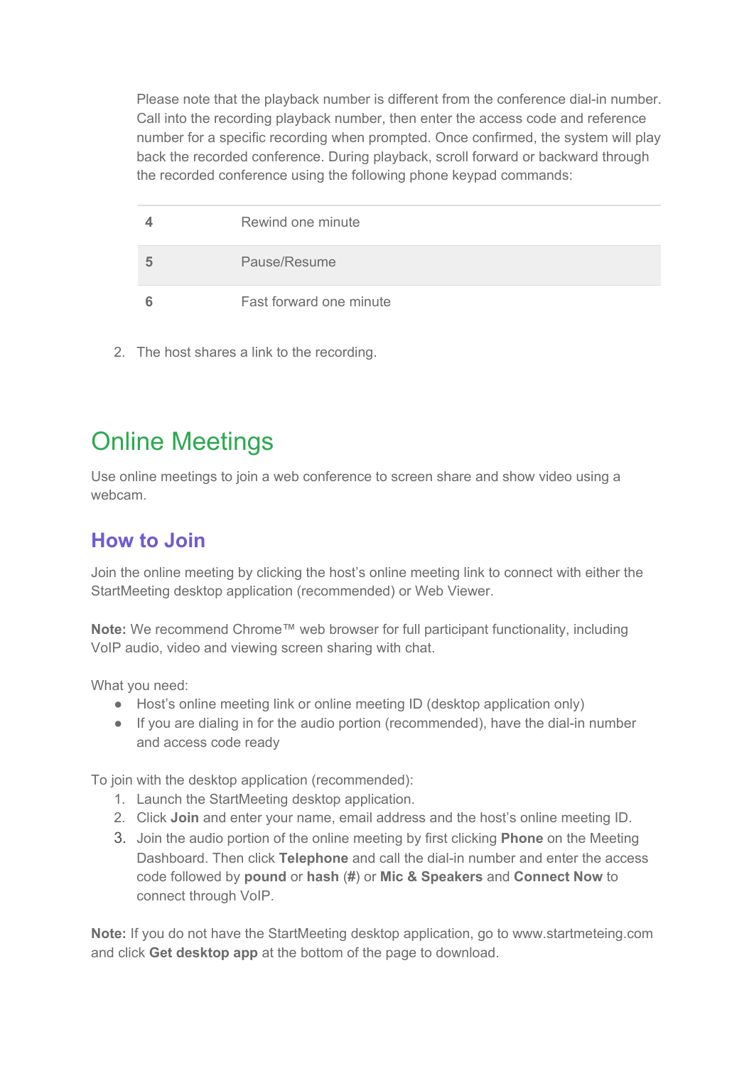Please note that the playback number is different from the conference dial-in number. Call into the recording playback number, then enter the access code and reference number for a specific recording when prompted. Once confirmed, the system will play back the recorded conference. During playback, scroll forward or backward through the recorded conference using the following phone keypad commands:

| | |
|---|---|
| **4** | Rewind one minute |
| **5** | Pause/Resume |
| **6** | Fast forward one minute |

2. The host shares a link to the recording.

# Online Meetings

Use online meetings to join a web conference to screen share and show video using a webcam.

## How to Join

Join the online meeting by clicking the host's online meeting link to connect with either the StartMeeting desktop application (recommended) or Web Viewer.

**Note:** We recommend Chrome™ web browser for full participant functionality, including VoIP audio, video and viewing screen sharing with chat.

What you need:

- Host's online meeting link or online meeting ID (desktop application only)
- If you are dialing in for the audio portion (recommended), have the dial-in number and access code ready

To join with the desktop application (recommended):

1. Launch the StartMeeting desktop application.
2. Click **Join** and enter your name, email address and the host's online meeting ID.
3. Join the audio portion of the online meeting by first clicking **Phone** on the Meeting Dashboard. Then click **Telephone** and call the dial-in number and enter the access code followed by **pound** or **hash** (**#**) or **Mic & Speakers** and **Connect Now** to connect through VoIP.

**Note:** If you do not have the StartMeeting desktop application, go to www.startmeteing.com and click **Get desktop app** at the bottom of the page to download.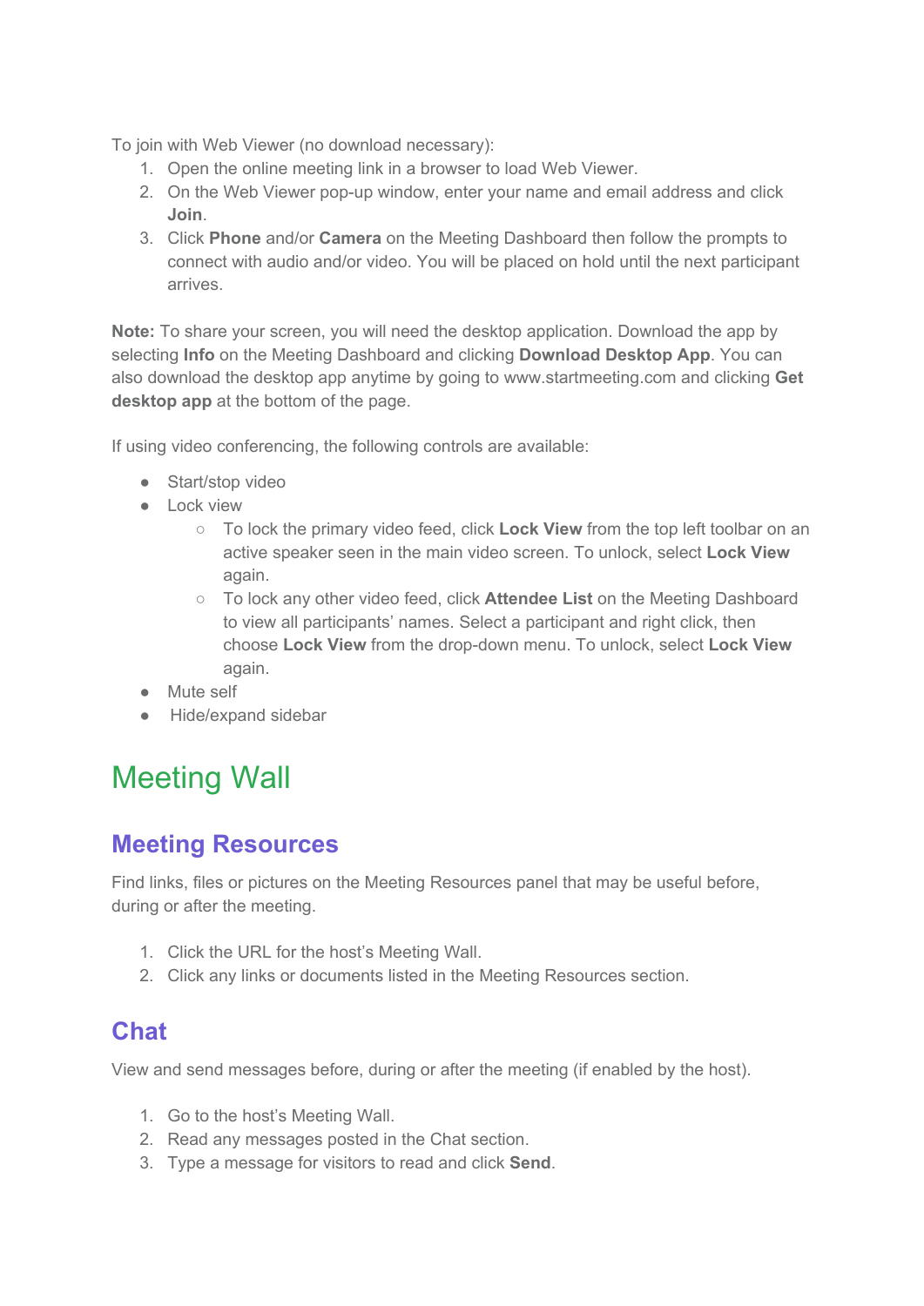To join with Web Viewer (no download necessary):

1. Open the online meeting link in a browser to load Web Viewer.
2. On the Web Viewer pop-up window, enter your name and email address and click **Join**.
3. Click **Phone** and/or **Camera** on the Meeting Dashboard then follow the prompts to connect with audio and/or video. You will be placed on hold until the next participant arrives.

**Note:** To share your screen, you will need the desktop application. Download the app by selecting **Info** on the Meeting Dashboard and clicking **Download Desktop App**. You can also download the desktop app anytime by going to www.startmeeting.com and clicking **Get desktop app** at the bottom of the page.

If using video conferencing, the following controls are available:

- Start/stop video
- Lock view
    - To lock the primary video feed, click **Lock View** from the top left toolbar on an active speaker seen in the main video screen. To unlock, select **Lock View** again.
    - To lock any other video feed, click **Attendee List** on the Meeting Dashboard to view all participants' names. Select a participant and right click, then choose **Lock View** from the drop-down menu. To unlock, select **Lock View** again.
- Mute self
- Hide/expand sidebar

# Meeting Wall

## Meeting Resources

Find links, files or pictures on the Meeting Resources panel that may be useful before, during or after the meeting.

1. Click the URL for the host's Meeting Wall.
2. Click any links or documents listed in the Meeting Resources section.

## Chat

View and send messages before, during or after the meeting (if enabled by the host).

1. Go to the host's Meeting Wall.
2. Read any messages posted in the Chat section.
3. Type a message for visitors to read and click **Send**.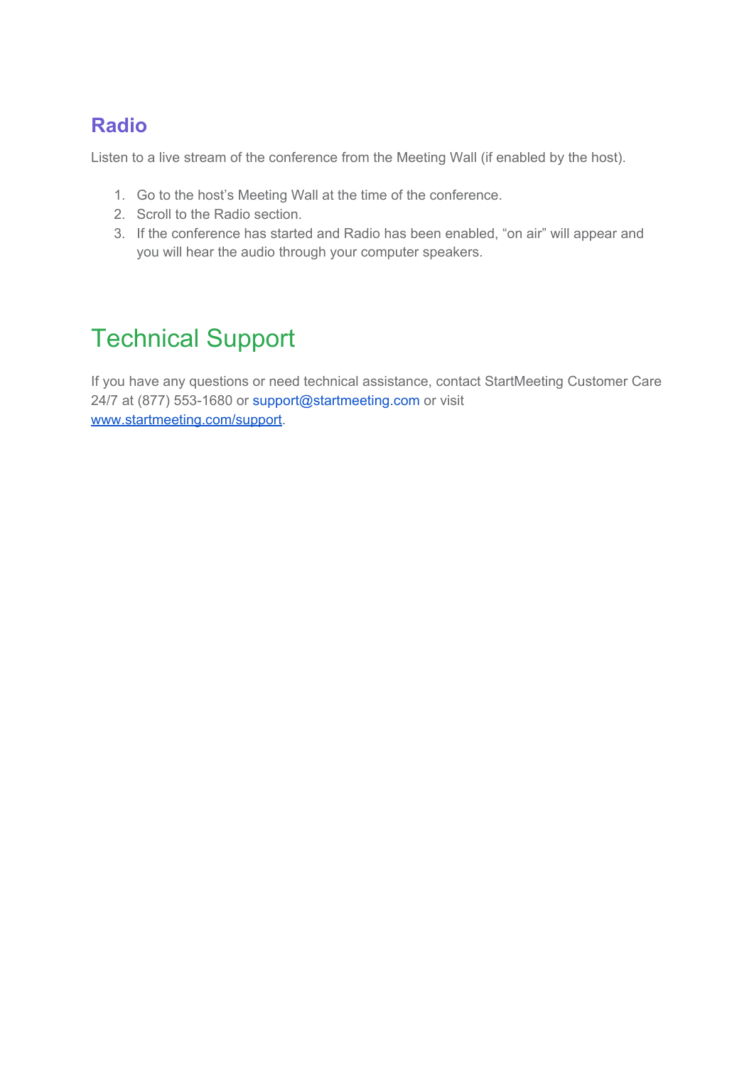### Radio

Listen to a live stream of the conference from the Meeting Wall (if enabled by the host).

1. Go to the host's Meeting Wall at the time of the conference.
2. Scroll to the Radio section.
3. If the conference has started and Radio has been enabled, "on air" will appear and you will hear the audio through your computer speakers.

## Technical Support

If you have any questions or need technical assistance, contact StartMeeting Customer Care 24/7 at (877) 553-1680 or support@startmeeting.com or visit www.startmeeting.com/support.